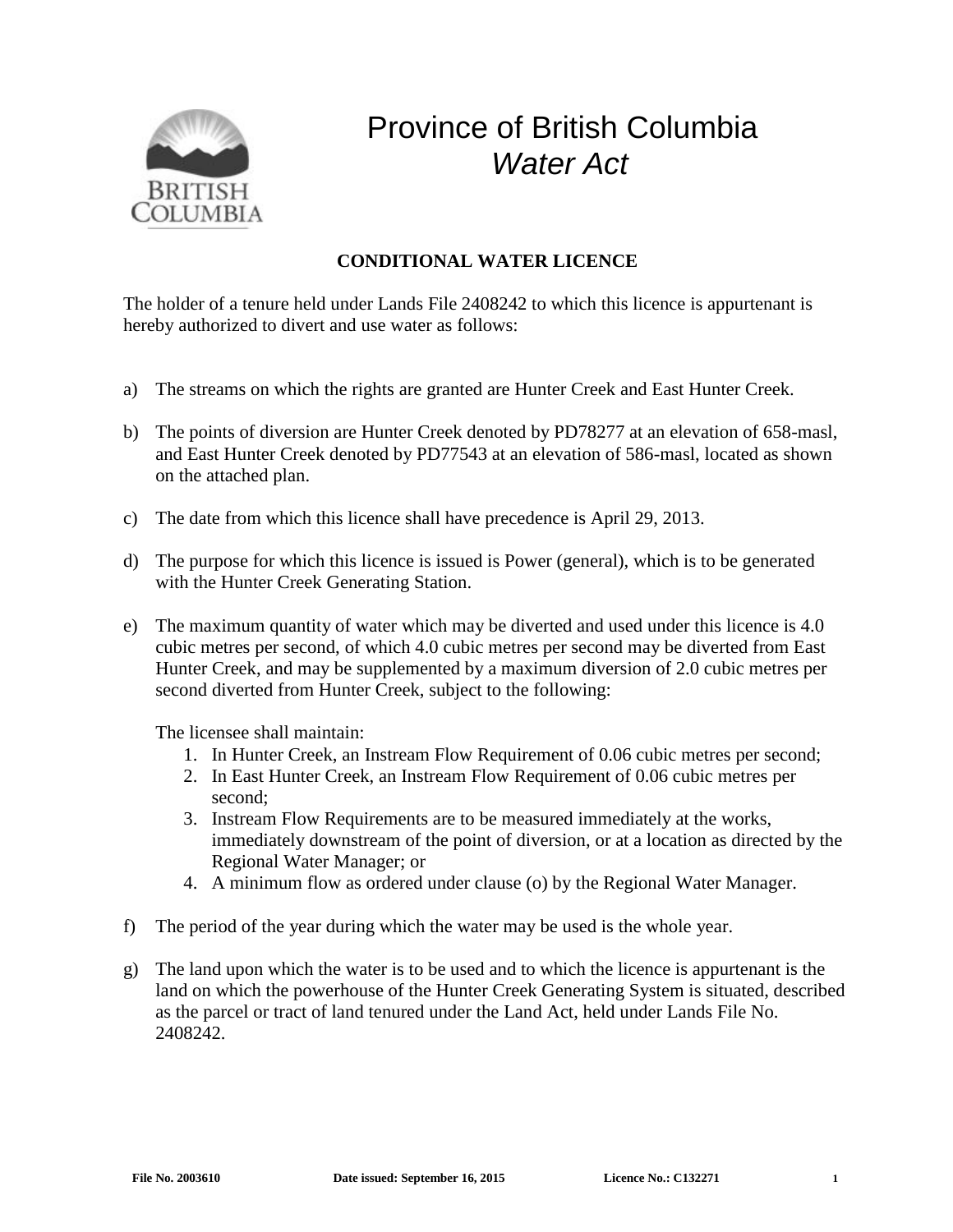# Province of British Columbia
## *Water Act*

**CONDITIONAL WATER LICENCE**

The holder of a tenure held under Lands File 2408242 to which this licence is appurtenant is hereby authorized to divert and use water as follows:

a) The streams on which the rights are granted are Hunter Creek and East Hunter Creek.

b) The points of diversion are Hunter Creek denoted by PD78277 at an elevation of 658-masl, and East Hunter Creek denoted by PD77543 at an elevation of 586-masl, located as shown on the attached plan.

c) The date from which this licence shall have precedence is April 29, 2013.

d) The purpose for which this licence is issued is Power (general), which is to be generated with the Hunter Creek Generating Station.

e) The maximum quantity of water which may be diverted and used under this licence is 4.0 cubic metres per second, of which 4.0 cubic metres per second may be diverted from East Hunter Creek, and may be supplemented by a maximum diversion of 2.0 cubic metres per second diverted from Hunter Creek, subject to the following:

   The licensee shall maintain:
   1. In Hunter Creek, an Instream Flow Requirement of 0.06 cubic metres per second;
   2. In East Hunter Creek, an Instream Flow Requirement of 0.06 cubic metres per second;
   3. Instream Flow Requirements are to be measured immediately at the works, immediately downstream of the point of diversion, or at a location as directed by the Regional Water Manager; or
   4. A minimum flow as ordered under clause (o) by the Regional Water Manager.

f) The period of the year during which the water may be used is the whole year.

g) The land upon which the water is to be used and to which the licence is appurtenant is the land on which the powerhouse of the Hunter Creek Generating System is situated, described as the parcel or tract of land tenured under the Land Act, held under Lands File No. 2408242.

**File No. 2003610** **Date issued: September 16, 2015** **Licence No.: C132271**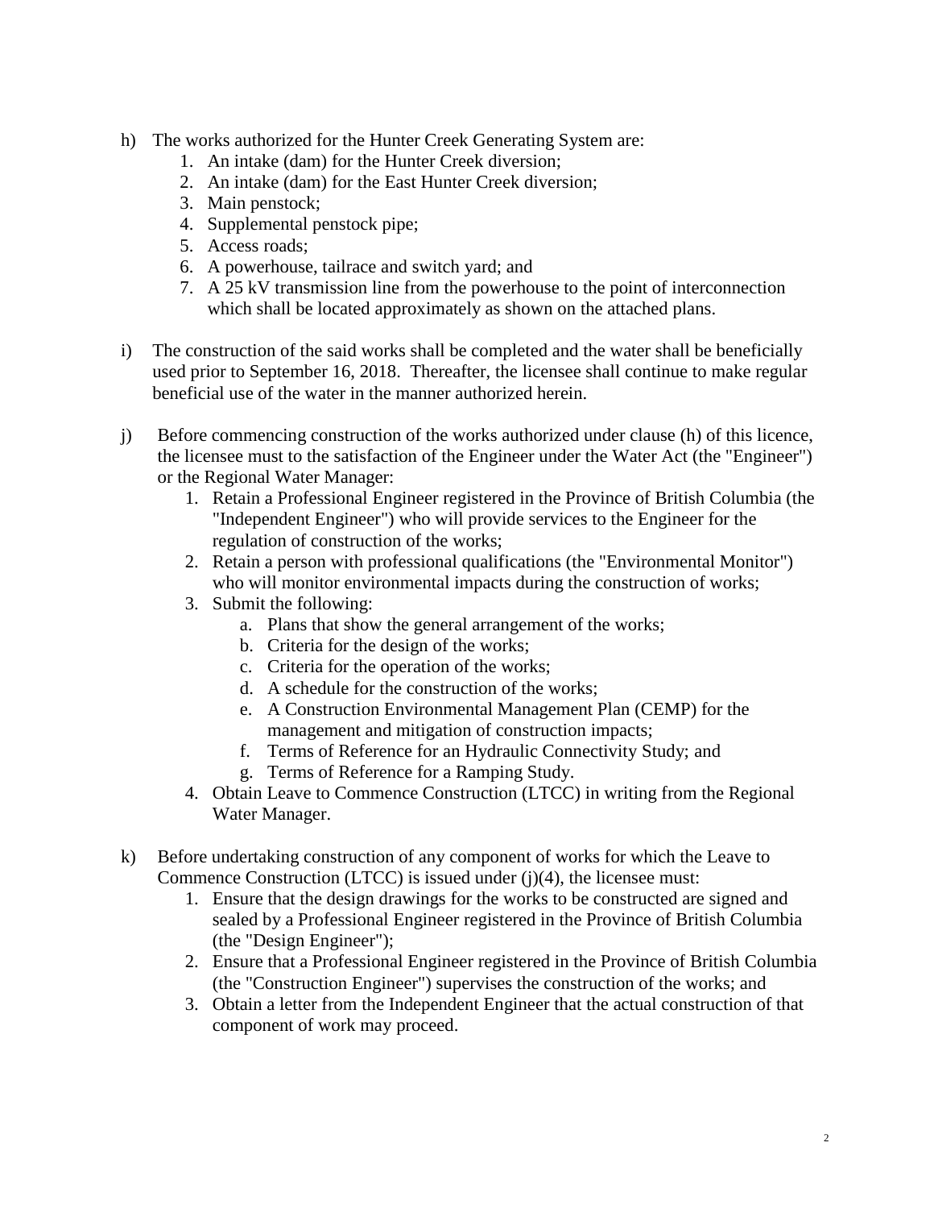h) The works authorized for the Hunter Creek Generating System are:
   1. An intake (dam) for the Hunter Creek diversion;
   2. An intake (dam) for the East Hunter Creek diversion;
   3. Main penstock;
   4. Supplemental penstock pipe;
   5. Access roads;
   6. A powerhouse, tailrace and switch yard; and
   7. A 25 kV transmission line from the powerhouse to the point of interconnection which shall be located approximately as shown on the attached plans.

i) The construction of the said works shall be completed and the water shall be beneficially used prior to September 16, 2018. Thereafter, the licensee shall continue to make regular beneficial use of the water in the manner authorized herein.

j) Before commencing construction of the works authorized under clause (h) of this licence, the licensee must to the satisfaction of the Engineer under the Water Act (the "Engineer") or the Regional Water Manager:
   1. Retain a Professional Engineer registered in the Province of British Columbia (the "Independent Engineer") who will provide services to the Engineer for the regulation of construction of the works;
   2. Retain a person with professional qualifications (the "Environmental Monitor") who will monitor environmental impacts during the construction of works;
   3. Submit the following:
      a. Plans that show the general arrangement of the works;
      b. Criteria for the design of the works;
      c. Criteria for the operation of the works;
      d. A schedule for the construction of the works;
      e. A Construction Environmental Management Plan (CEMP) for the management and mitigation of construction impacts;
      f. Terms of Reference for an Hydraulic Connectivity Study; and
      g. Terms of Reference for a Ramping Study.
   4. Obtain Leave to Commence Construction (LTCC) in writing from the Regional Water Manager.

k) Before undertaking construction of any component of works for which the Leave to Commence Construction (LTCC) is issued under (j)(4), the licensee must:
   1. Ensure that the design drawings for the works to be constructed are signed and sealed by a Professional Engineer registered in the Province of British Columbia (the "Design Engineer");
   2. Ensure that a Professional Engineer registered in the Province of British Columbia (the "Construction Engineer") supervises the construction of the works; and
   3. Obtain a letter from the Independent Engineer that the actual construction of that component of work may proceed.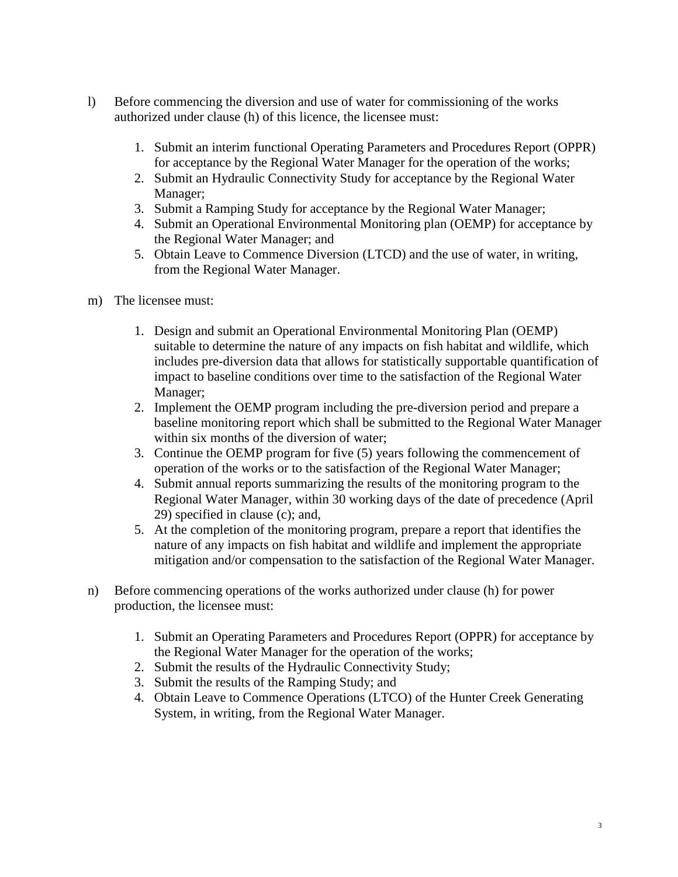l) Before commencing the diversion and use of water for commissioning of the works authorized under clause (h) of this licence, the licensee must:

    1. Submit an interim functional Operating Parameters and Procedures Report (OPPR) for acceptance by the Regional Water Manager for the operation of the works;
    2. Submit an Hydraulic Connectivity Study for acceptance by the Regional Water Manager;
    3. Submit a Ramping Study for acceptance by the Regional Water Manager;
    4. Submit an Operational Environmental Monitoring plan (OEMP) for acceptance by the Regional Water Manager; and
    5. Obtain Leave to Commence Diversion (LTCD) and the use of water, in writing, from the Regional Water Manager.

m) The licensee must:

    1. Design and submit an Operational Environmental Monitoring Plan (OEMP) suitable to determine the nature of any impacts on fish habitat and wildlife, which includes pre-diversion data that allows for statistically supportable quantification of impact to baseline conditions over time to the satisfaction of the Regional Water Manager;
    2. Implement the OEMP program including the pre-diversion period and prepare a baseline monitoring report which shall be submitted to the Regional Water Manager within six months of the diversion of water;
    3. Continue the OEMP program for five (5) years following the commencement of operation of the works or to the satisfaction of the Regional Water Manager;
    4. Submit annual reports summarizing the results of the monitoring program to the Regional Water Manager, within 30 working days of the date of precedence (April 29) specified in clause (c); and,
    5. At the completion of the monitoring program, prepare a report that identifies the nature of any impacts on fish habitat and wildlife and implement the appropriate mitigation and/or compensation to the satisfaction of the Regional Water Manager.

n) Before commencing operations of the works authorized under clause (h) for power production, the licensee must:

    1. Submit an Operating Parameters and Procedures Report (OPPR) for acceptance by the Regional Water Manager for the operation of the works;
    2. Submit the results of the Hydraulic Connectivity Study;
    3. Submit the results of the Ramping Study; and
    4. Obtain Leave to Commence Operations (LTCO) of the Hunter Creek Generating System, in writing, from the Regional Water Manager.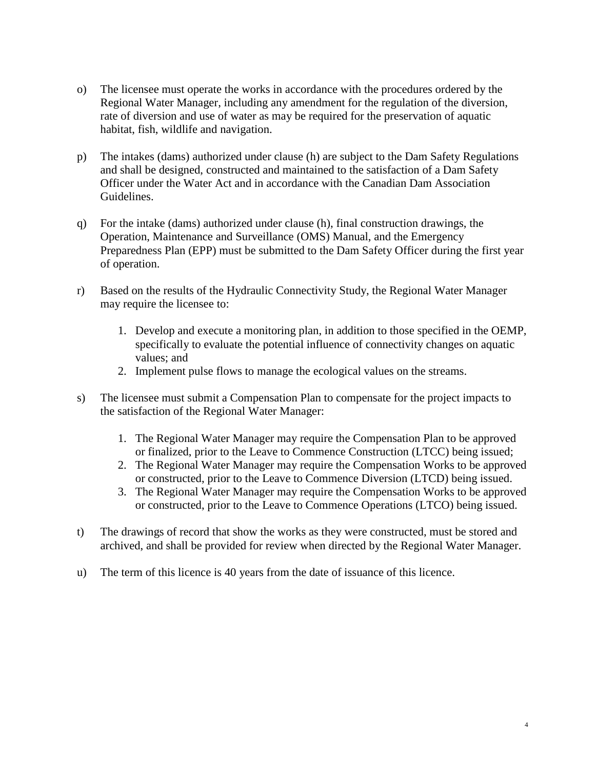o) The licensee must operate the works in accordance with the procedures ordered by the Regional Water Manager, including any amendment for the regulation of the diversion, rate of diversion and use of water as may be required for the preservation of aquatic habitat, fish, wildlife and navigation.

p) The intakes (dams) authorized under clause (h) are subject to the Dam Safety Regulations and shall be designed, constructed and maintained to the satisfaction of a Dam Safety Officer under the Water Act and in accordance with the Canadian Dam Association Guidelines.

q) For the intake (dams) authorized under clause (h), final construction drawings, the Operation, Maintenance and Surveillance (OMS) Manual, and the Emergency Preparedness Plan (EPP) must be submitted to the Dam Safety Officer during the first year of operation.

r) Based on the results of the Hydraulic Connectivity Study, the Regional Water Manager may require the licensee to:

   1. Develop and execute a monitoring plan, in addition to those specified in the OEMP, specifically to evaluate the potential influence of connectivity changes on aquatic values; and
   2. Implement pulse flows to manage the ecological values on the streams.

s) The licensee must submit a Compensation Plan to compensate for the project impacts to the satisfaction of the Regional Water Manager:

   1. The Regional Water Manager may require the Compensation Plan to be approved or finalized, prior to the Leave to Commence Construction (LTCC) being issued;
   2. The Regional Water Manager may require the Compensation Works to be approved or constructed, prior to the Leave to Commence Diversion (LTCD) being issued.
   3. The Regional Water Manager may require the Compensation Works to be approved or constructed, prior to the Leave to Commence Operations (LTCO) being issued.

t) The drawings of record that show the works as they were constructed, must be stored and archived, and shall be provided for review when directed by the Regional Water Manager.

u) The term of this licence is 40 years from the date of issuance of this licence.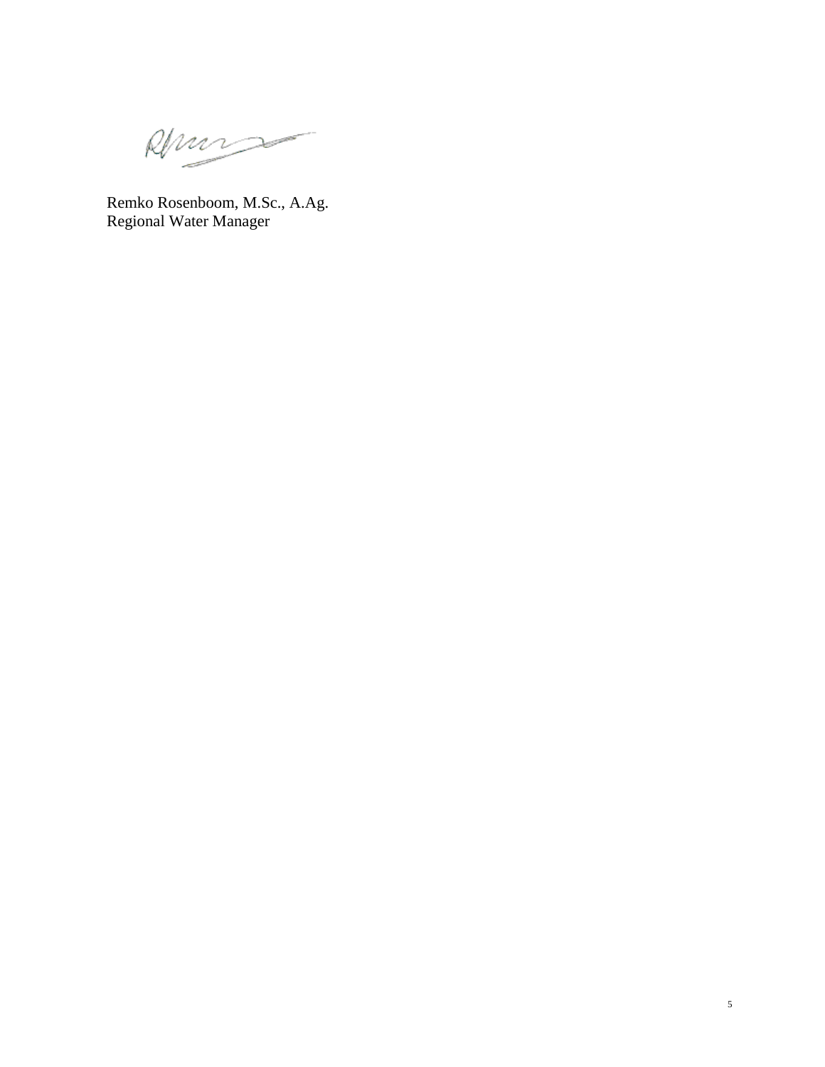Remko Rosenboom, M.Sc., A.Ag.
Regional Water Manager